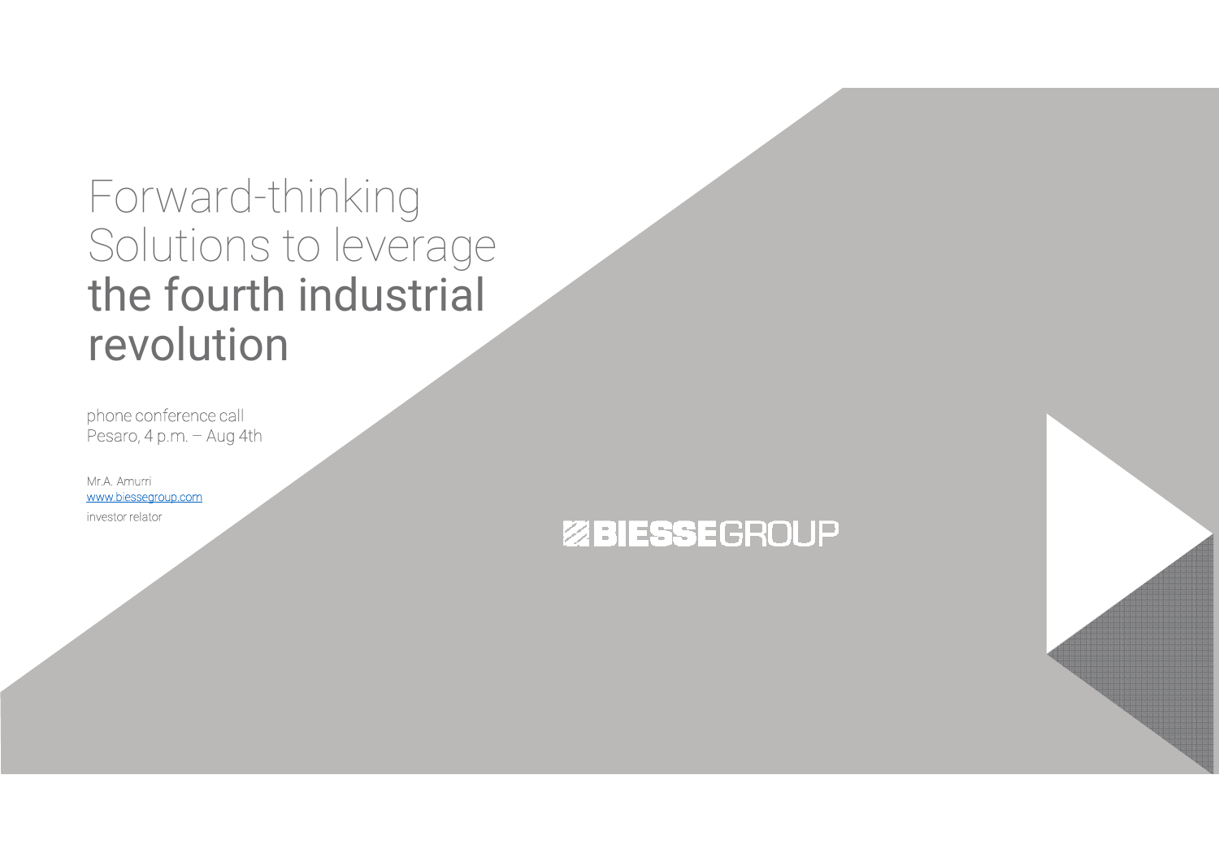# Forward-thinking Solutions to leverage the fourth industrial revolution

phone conference call
Pesaro, 4 p.m. – Aug 4th

Mr.A. Amurri
www.biessegroup.com
investor relator

BIESSEGROUP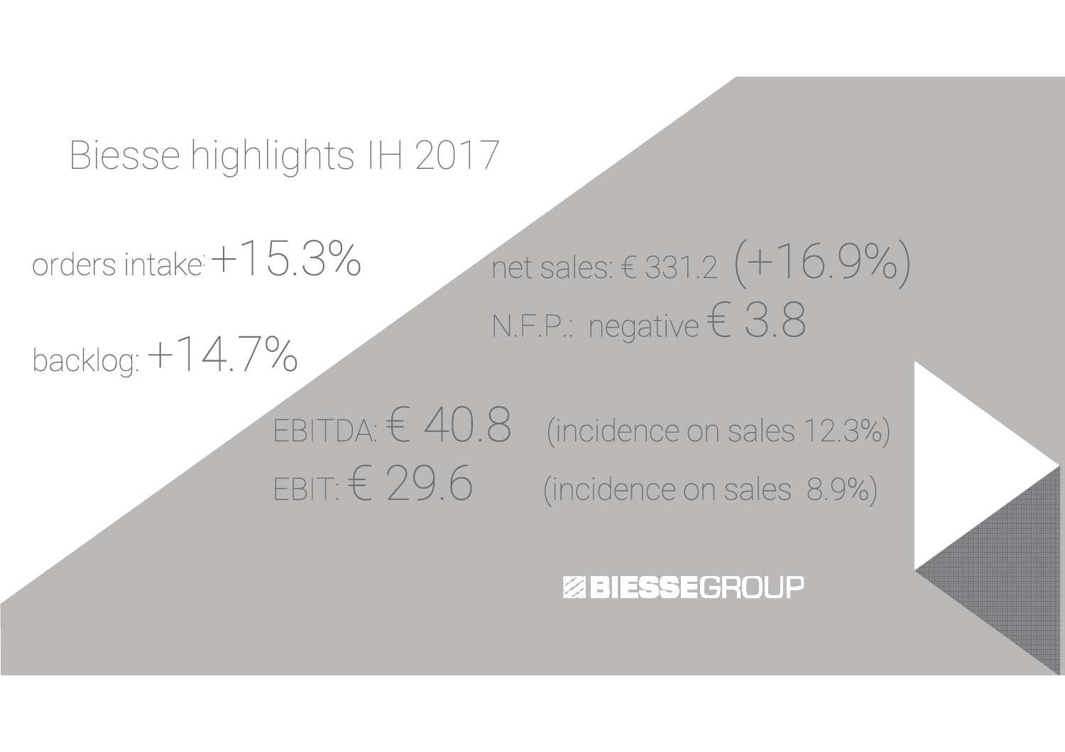# Biesse highlights IH 2017

orders intake: +15.3%

backlog: +14.7%

net sales: € 331.2 (+16.9%)

N.F.P.: negative € 3.8

EBITDA: € 40.8 (incidence on sales 12.3%)

EBIT: € 29.6 (incidence on sales 8.9%)

BIESSEGROUP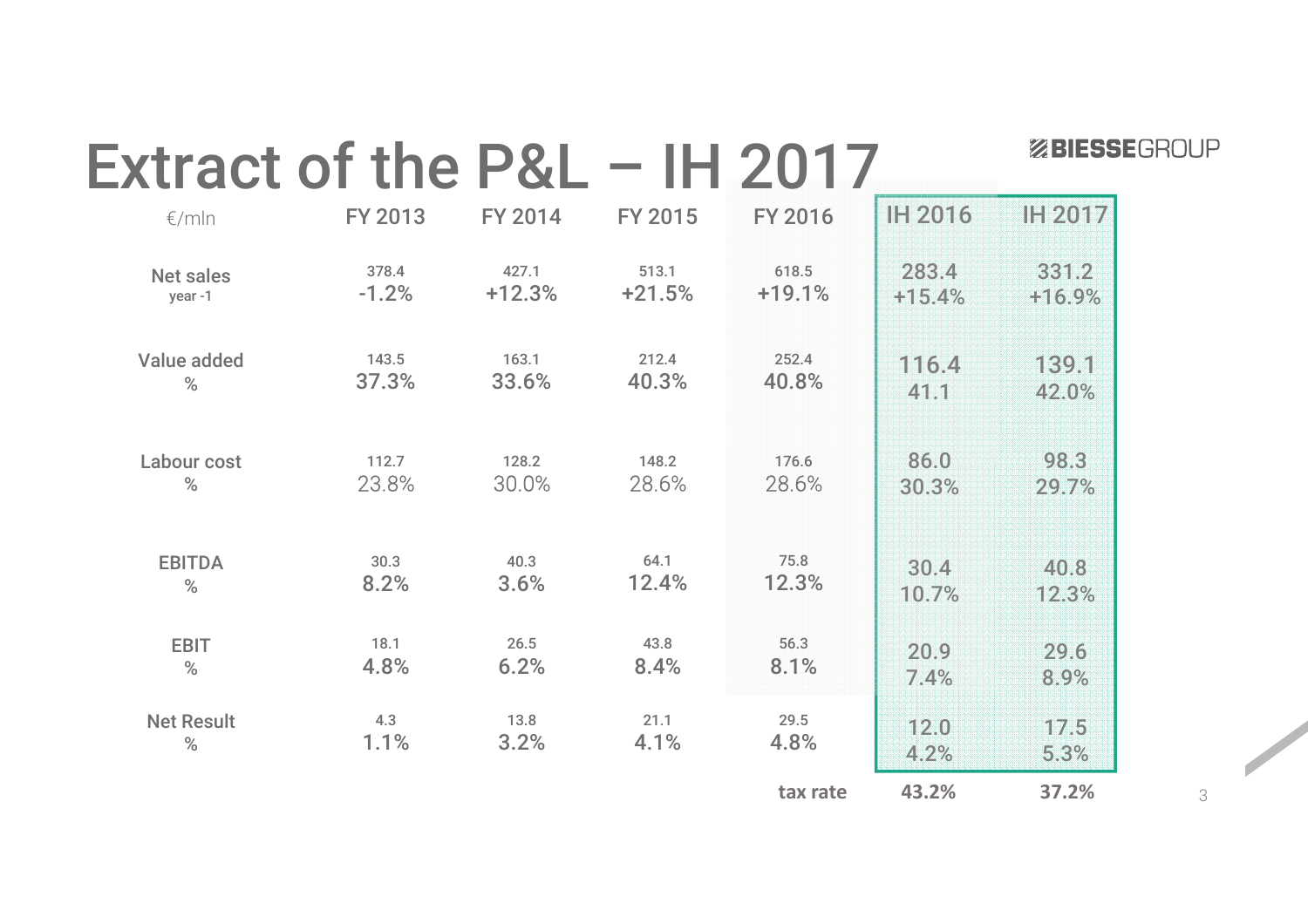# Extract of the P&L – IH 2017

| €/mln | FY 2013 | FY 2014 | FY 2015 | FY 2016 | IH 2016 | IH 2017 |
|---|---|---|---|---|---|---|
| Net sales | 378.4 | 427.1 | 513.1 | 618.5 | 283.4 | 331.2 |
| year -1 | -1.2% | +12.3% | +21.5% | +19.1% | +15.4% | +16.9% |
| Value added | 143.5 | 163.1 | 212.4 | 252.4 | 116.4 | 139.1 |
| % | 37.3% | 33.6% | 40.3% | 40.8% | 41.1 | 42.0% |
| Labour cost | 112.7 | 128.2 | 148.2 | 176.6 | 86.0 | 98.3 |
| % | 23.8% | 30.0% | 28.6% | 28.6% | 30.3% | 29.7% |
| EBITDA | 30.3 | 40.3 | 64.1 | 75.8 | 30.4 | 40.8 |
| % | 8.2% | 3.6% | 12.4% | 12.3% | 10.7% | 12.3% |
| EBIT | 18.1 | 26.5 | 43.8 | 56.3 | 20.9 | 29.6 |
| % | 4.8% | 6.2% | 8.4% | 8.1% | 7.4% | 8.9% |
| Net Result | 4.3 | 13.8 | 21.1 | 29.5 | 12.0 | 17.5 |
| % | 1.1% | 3.2% | 4.1% | 4.8% | 4.2% | 5.3% |
| | | | | tax rate | 43.2% | 37.2% |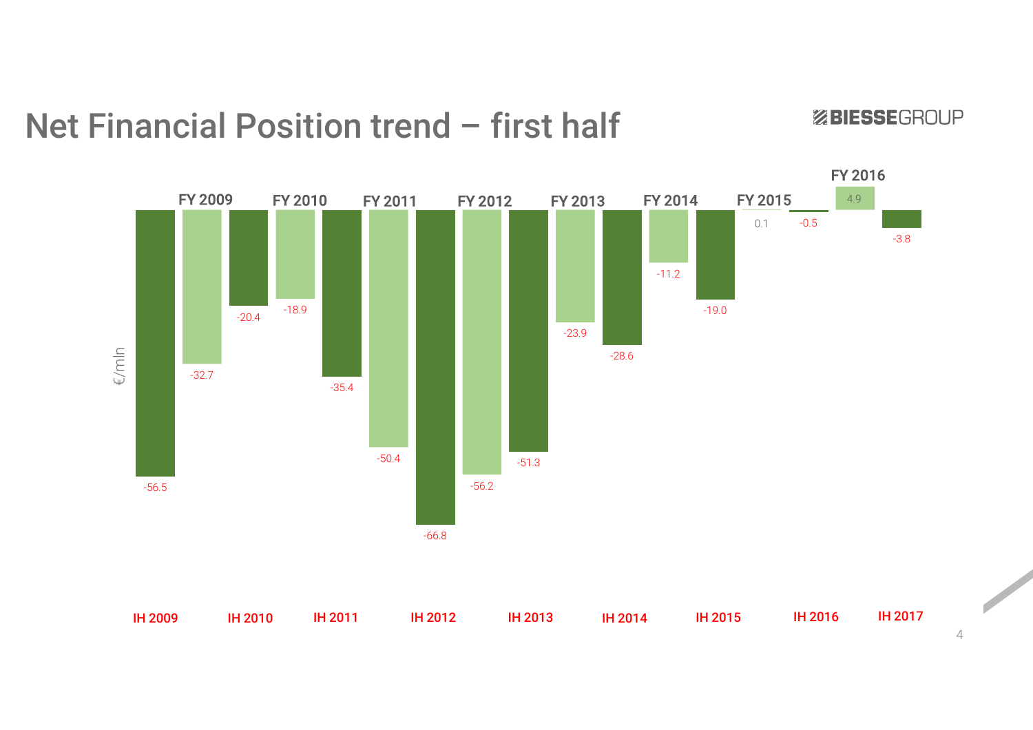# Net Financial Position trend – first half

€/mln

| Period | Value |
| --- | --- |
| IH 2009 | -56.5 |
| FY 2009 | -32.7 |
| IH 2010 | -20.4 |
| FY 2010 | -18.9 |
| IH 2011 | -35.4 |
| FY 2011 | -50.4 |
| IH 2012 | -66.8 |
| FY 2012 | -56.2 |
| IH 2013 | -51.3 |
| FY 2013 | -23.9 |
| IH 2014 | -28.6 |
| FY 2014 | -11.2 |
| IH 2015 | -19.0 |
| FY 2015 | 0.1 |
| IH 2016 | -0.5 |
| FY 2016 | 4.9 |
| IH 2017 | -3.8 |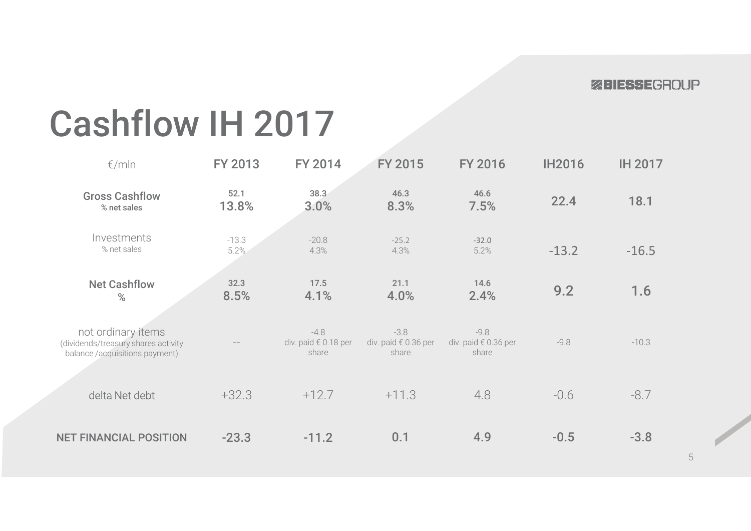# Cashflow IH 2017

| €/mln | FY 2013 | FY 2014 | FY 2015 | FY 2016 | IH2016 | IH 2017 |
|---|---|---|---|---|---|---|
| **Gross Cashflow**<br>**% net sales** | **52.1**<br>**13.8%** | **38.3**<br>**3.0%** | **46.3**<br>**8.3%** | **46.6**<br>**7.5%** | **22.4** | **18.1** |
| Investments<br>% net sales | -13.3<br>5.2% | -20.8<br>4.3% | -25.2<br>4.3% | **-32.0**<br>5.2% | -13.2 | -16.5 |
| **Net Cashflow**<br>**%** | **32.3**<br>**8.5%** | **17.5**<br>**4.1%** | **21.1**<br>**4.0%** | **14.6**<br>**2.4%** | **9.2** | **1.6** |
| not ordinary items<br>(dividends/treasury shares activity balance /acquisitions payment) | -- | -4.8<br>div. paid € 0.18 per share | -3.8<br>div. paid € 0.36 per share | -9.8<br>div. paid € 0.36 per share | -9.8 | -10.3 |
| delta Net debt | +32.3 | +12.7 | +11.3 | 4.8 | -0.6 | -8.7 |
| **NET FINANCIAL POSITION** | **-23.3** | **-11.2** | **0.1** | **4.9** | **-0.5** | **-3.8** |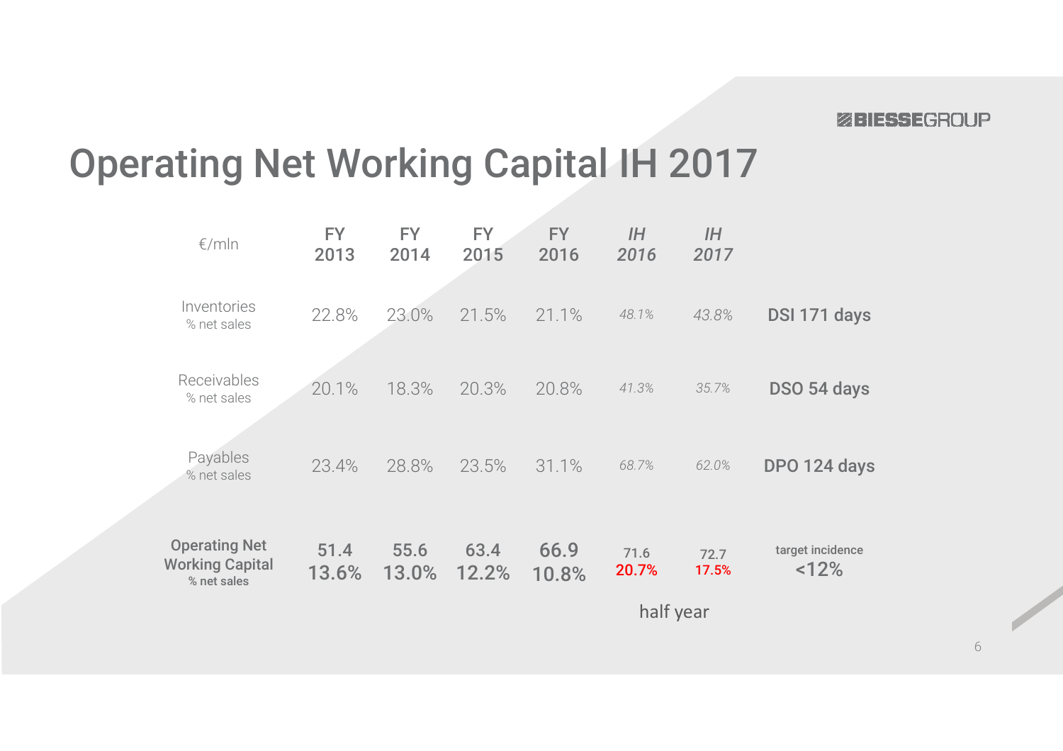# Operating Net Working Capital IH 2017

| €/mln | FY 2013 | FY 2014 | FY 2015 | FY 2016 | *IH 2016* | *IH 2017* | |
|---|---|---|---|---|---|---|---|
| Inventories<br>% net sales | 22.8% | 23.0% | 21.5% | 21.1% | *48.1%* | *43.8%* | **DSI 171 days** |
| Receivables<br>% net sales | 20.1% | 18.3% | 20.3% | 20.8% | *41.3%* | *35.7%* | **DSO 54 days** |
| Payables<br>% net sales | 23.4% | 28.8% | 23.5% | 31.1% | *68.7%* | *62.0%* | **DPO 124 days** |
| **Operating Net Working Capital**<br>**% net sales** | **51.4**<br>**13.6%** | **55.6**<br>**13.0%** | **63.4**<br>**12.2%** | **66.9**<br>**10.8%** | **71.6**<br>**20.7%** | **72.7**<br>**17.5%** | **target incidence**<br>**<12%** |

half year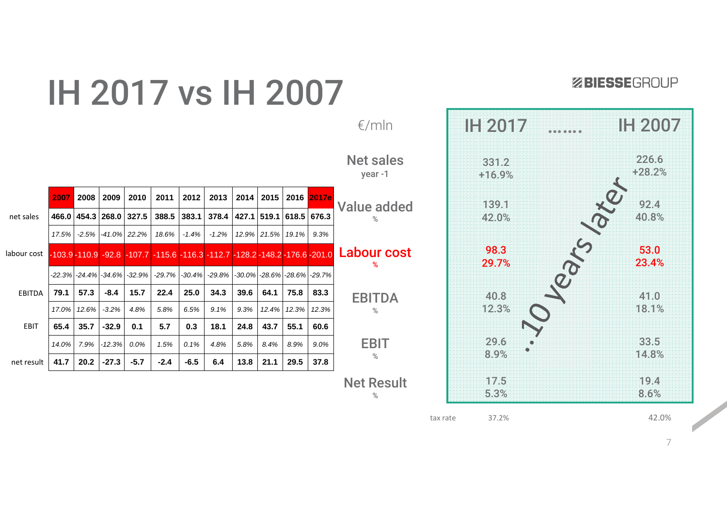# IH 2017 vs IH 2007

BIESSEGROUP

| | 2007 | 2008 | 2009 | 2010 | 2011 | 2012 | 2013 | 2014 | 2015 | 2016 | 2017e |
|---|---|---|---|---|---|---|---|---|---|---|---|
| net sales | **466.0** | **454.3** | **268.0** | **327.5** | **388.5** | **383.1** | **378.4** | **427.1** | **519.1** | **618.5** | **676.3** |
| | *17.5%* | *-2.5%* | *-41.0%* | *22.2%* | *18.6%* | *-1.4%* | *-1.2%* | *12.9%* | *21.5%* | *19.1%* | *9.3%* |
| labour cost | -103.9 | -110.9 | -92.8 | -107.7 | -115.6 | -116.3 | -112.7 | -128.2 | -148.2 | -176.6 | -201.0 |
| | *-22.3%* | *-24.4%* | *-34.6%* | *-32.9%* | *-29.7%* | *-30.4%* | *-29.8%* | *-30.0%* | *-28.6%* | *-28.6%* | *-29.7%* |
| EBITDA | **79.1** | **57.3** | **-8.4** | **15.7** | **22.4** | **25.0** | **34.3** | **39.6** | **64.1** | **75.8** | **83.3** |
| | *17.0%* | *12.6%* | *-3.2%* | *4.8%* | *5.8%* | *6.5%* | *9.1%* | *9.3%* | *12.4%* | *12.3%* | *12.3%* |
| EBIT | **65.4** | **35.7** | **-32.9** | **0.1** | **5.7** | **0.3** | **18.1** | **24.8** | **43.7** | **55.1** | **60.6** |
| | *14.0%* | *7.9%* | *-12.3%* | *0.0%* | *1.5%* | *0.1%* | *4.8%* | *5.8%* | *8.4%* | *8.9%* | *9.0%* |
| net result | **41.7** | **20.2** | **-27.3** | **-5.7** | **-2.4** | **-6.5** | **6.4** | **13.8** | **21.1** | **29.5** | **37.8** |

| €/mln | IH 2017 | ……. | IH 2007 |
|---|---|---|---|
| Net sales<br>year -1 | 331.2<br>+16.9% | | 226.6<br>+28.2% |
| Value added<br>% | 139.1<br>42.0% | | 92.4<br>40.8% |
| Labour cost<br>% | 98.3<br>29.7% | | 53.0<br>23.4% |
| EBITDA<br>% | 40.8<br>12.3% | | 41.0<br>18.1% |
| EBIT<br>% | 29.6<br>8.9% | | 33.5<br>14.8% |
| Net Result<br>% | 17.5<br>5.3% | | 19.4<br>8.6% |
| tax rate | 37.2% | | 42.0% |

..10 years later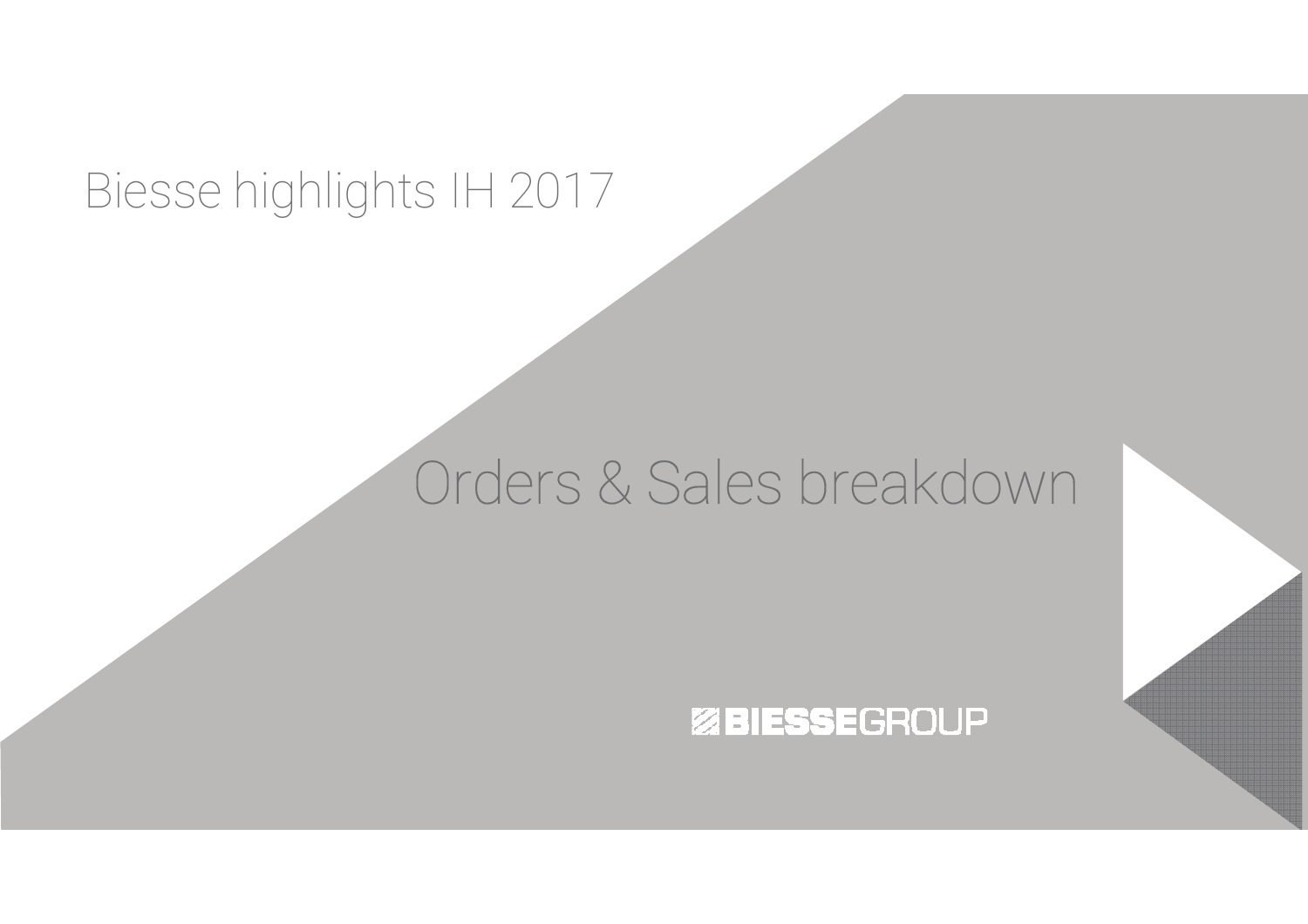Biesse highlights IH 2017

# Orders & Sales breakdown

BIESSEGROUP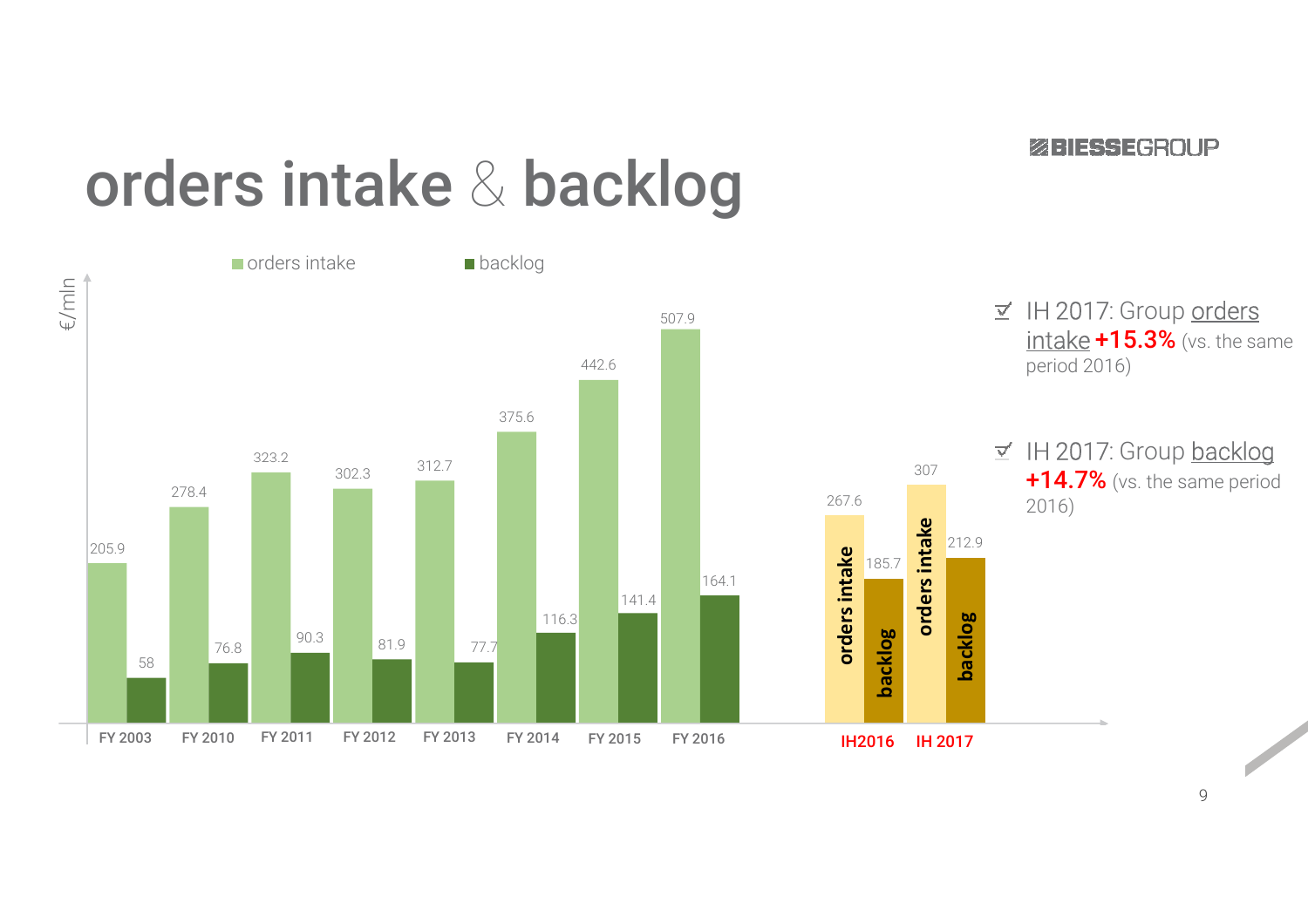# orders intake & backlog

€/mln

| | orders intake | backlog |
|---|---|---|
| FY 2003 | 205.9 | 58 |
| FY 2010 | 278.4 | 76.8 |
| FY 2011 | 323.2 | 90.3 |
| FY 2012 | 302.3 | 81.9 |
| FY 2013 | 312.7 | 77.7 |
| FY 2014 | 375.6 | 116.3 |
| FY 2015 | 442.6 | 141.4 |
| FY 2016 | 507.9 | 164.1 |
| IH2016 | 267.6 | 185.7 |
| IH 2017 | 307 | 212.9 |

- IH 2017: Group orders intake **+15.3%** (vs. the same period 2016)
- IH 2017: Group backlog **+14.7%** (vs. the same period 2016)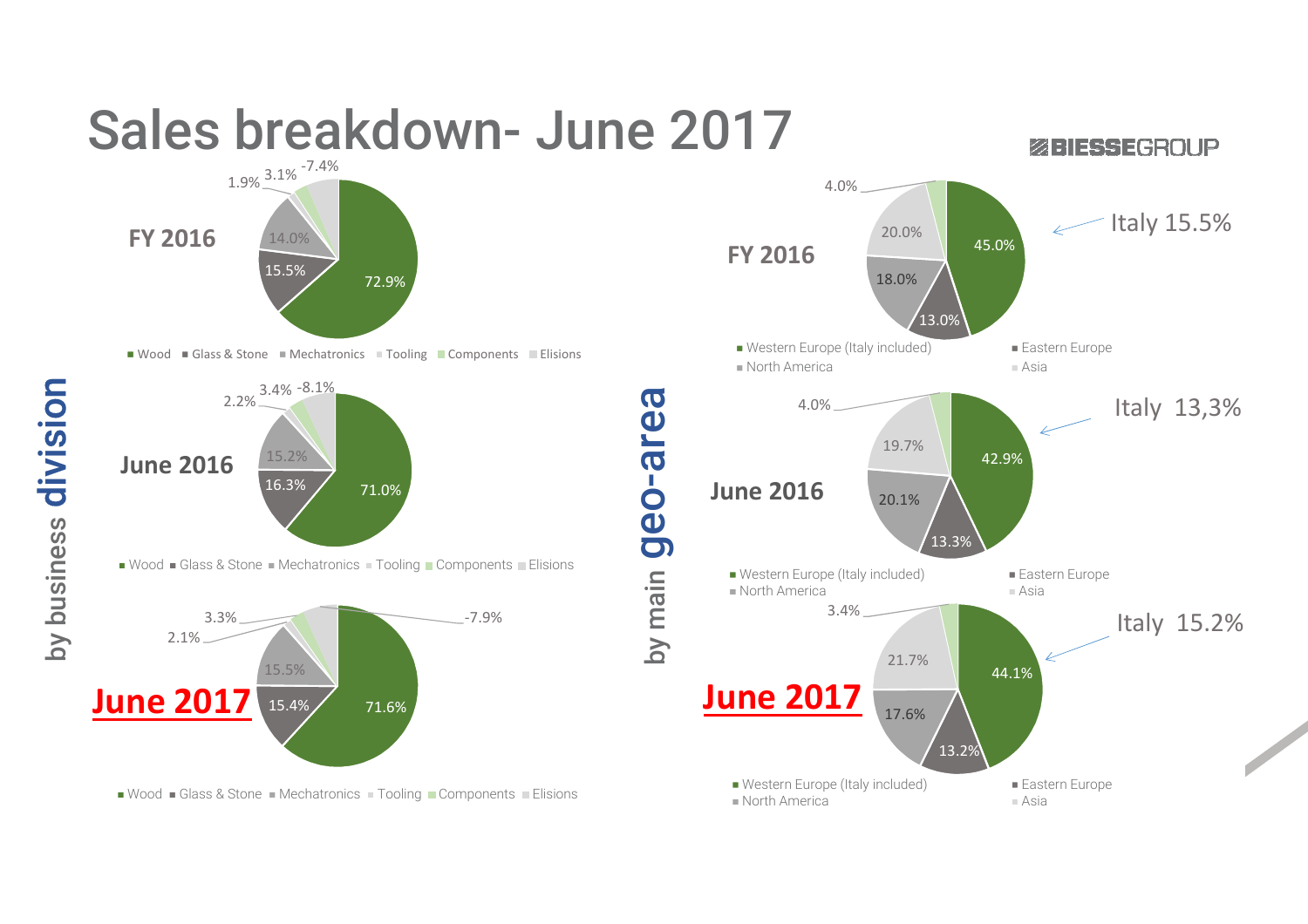# Sales breakdown- June 2017

BIESSEGROUP

## by business division

**FY 2016**

| Division | % |
| --- | --- |
| Wood | 72.9% |
| Glass & Stone | 15.5% |
| Mechatronics | 14.0% |
| Tooling | 1.9% |
| Components | 3.1% |
| Elisions | -7.4% |

**June 2016**

| Division | % |
| --- | --- |
| Wood | 71.0% |
| Glass & Stone | 16.3% |
| Mechatronics | 15.2% |
| Tooling | 2.2% |
| Components | 3.4% |
| Elisions | -8.1% |

**June 2017**

| Division | % |
| --- | --- |
| Wood | 71.6% |
| Glass & Stone | 15.4% |
| Mechatronics | 15.5% |
| Tooling | 2.1% |
| Components | 3.3% |
| Elisions | -7.9% |

## by main geo-area

**FY 2016** — Italy 15.5%

| Geo-area | % |
| --- | --- |
| Western Europe (Italy included) | 45.0% |
| Eastern Europe | 13.0% |
| North America | 18.0% |
| Asia | 20.0% |
| Rest of the world | 4.0% |

**June 2016** — Italy 13,3%

| Geo-area | % |
| --- | --- |
| Western Europe (Italy included) | 42.9% |
| Eastern Europe | 13.3% |
| North America | 20.1% |
| Asia | 19.7% |
| Rest of the world | 4.0% |

**June 2017** — Italy 15.2%

| Geo-area | % |
| --- | --- |
| Western Europe (Italy included) | 44.1% |
| Eastern Europe | 13.2% |
| North America | 17.6% |
| Asia | 21.7% |
| Rest of the world | 3.4% |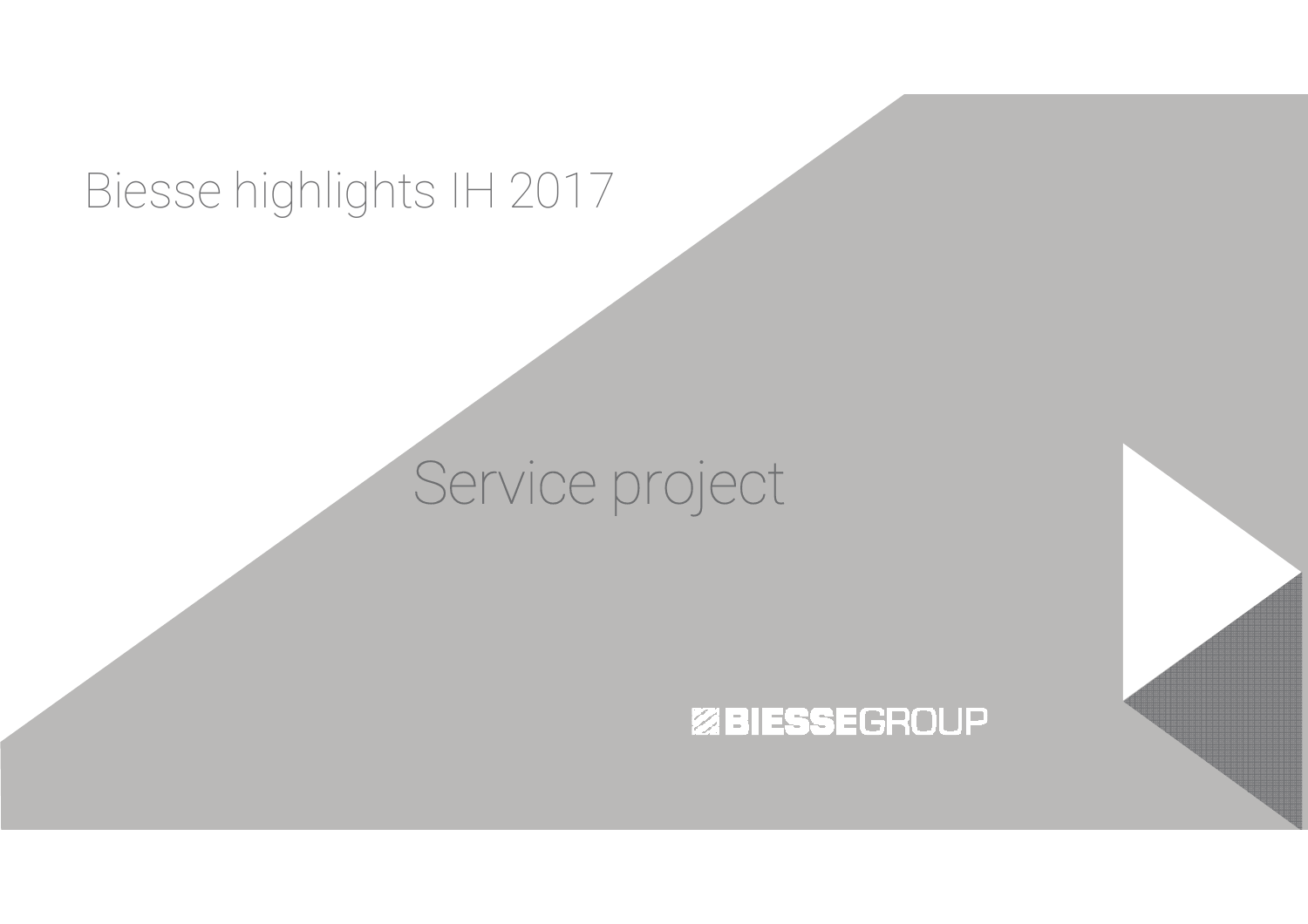Biesse highlights IH 2017

# Service project

BIESSEGROUP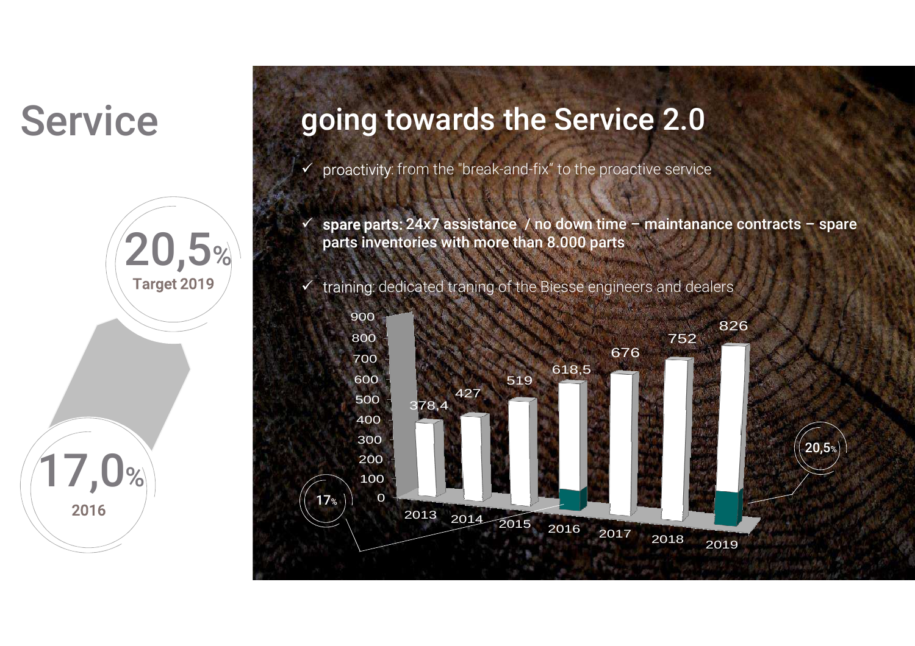# Service

**20,5%**
Target 2019

**17,0%**
2016

## going towards the Service 2.0

- ✓ proactivity: from the "break-and-fix" to the proactive service
- ✓ **spare parts: 24x7 assistance / no down time – maintanance contracts – spare parts inventories with more than 8.000 parts**
- ✓ training: dedicated traning of the Biesse engineers and dealers

| Year | Value |
|---|---|
| 2013 | 378,4 |
| 2014 | 427 |
| 2015 | 519 |
| 2016 | 618,5 |
| 2017 | 676 |
| 2018 | 752 |
| 2019 | 826 |

17% (2016) — 20,5% (2019)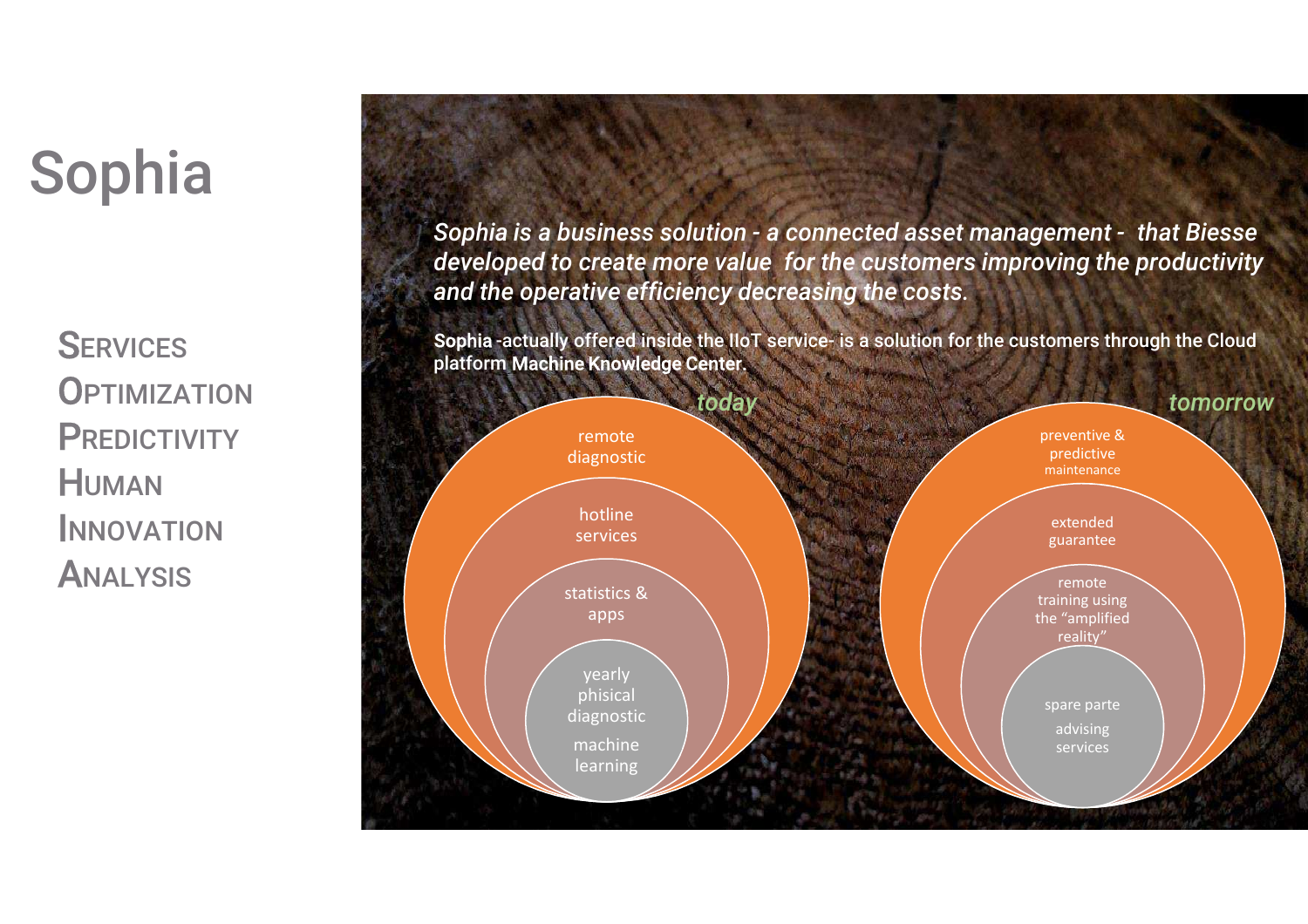# Sophia

**S**ERVICES
**O**PTIMIZATION
**P**REDICTIVITY
**H**UMAN
**I**NNOVATION
**A**NALYSIS

***Sophia is a business solution - a connected asset management - that Biesse developed to create more value for the customers improving the productivity and the operative efficiency decreasing the costs.***

**Sophia** -actually offered inside the IIoT service- is a solution for the customers through the Cloud platform **Machine Knowledge Center**.

*today*

- remote diagnostic
- hotline services
- statistics & apps
- yearly phisical diagnostic
- machine learning

*tomorrow*

- preventive & predictive maintenance
- extended guarantee
- remote training using the "amplified reality"
- spare parte advising services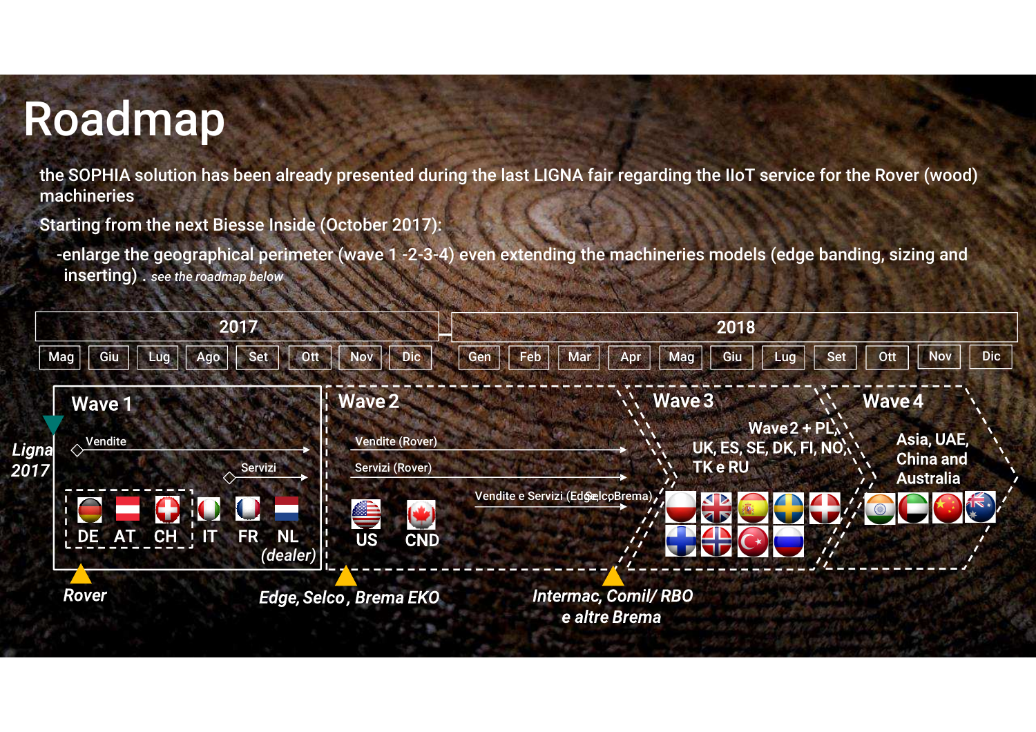# Roadmap

the SOPHIA solution has been already presented during the last LIGNA fair regarding the IIoT service for the Rover (wood) machineries

Starting from the next Biesse Inside (October 2017):

- enlarge the geographical perimeter (wave 1 -2-3-4) even extending the machineries models (edge banding, sizing and inserting) . *see the roadmap below*

| 2017 | | | | | | | | 2018 | | | | | | | | | | | |
|---|---|---|---|---|---|---|---|---|---|---|---|---|---|---|---|---|---|---|---|
| Mag | Giu | Lug | Ago | Set | Ott | Nov | Dic | Gen | Feb | Mar | Apr | Mag | Giu | Lug | Set | Ott | Nov | Dic | |

**Wave 1**

*Ligna 2017*

Vendite

Servizi

DE AT CH IT FR NL *(dealer)*

*Rover*

**Wave 2**

Vendite (Rover)

Servizi (Rover)

Vendite e Servizi (Edge, Selco, Brema)

US CND

*Edge, Selco , Brema EKO*

**Wave 3**

Wave 2 + PL, UK, ES, SE, DK, FI, NO, TK e RU

*Intermac, Comil/ RBO e altre Brema*

**Wave 4**

Asia, UAE, China and Australia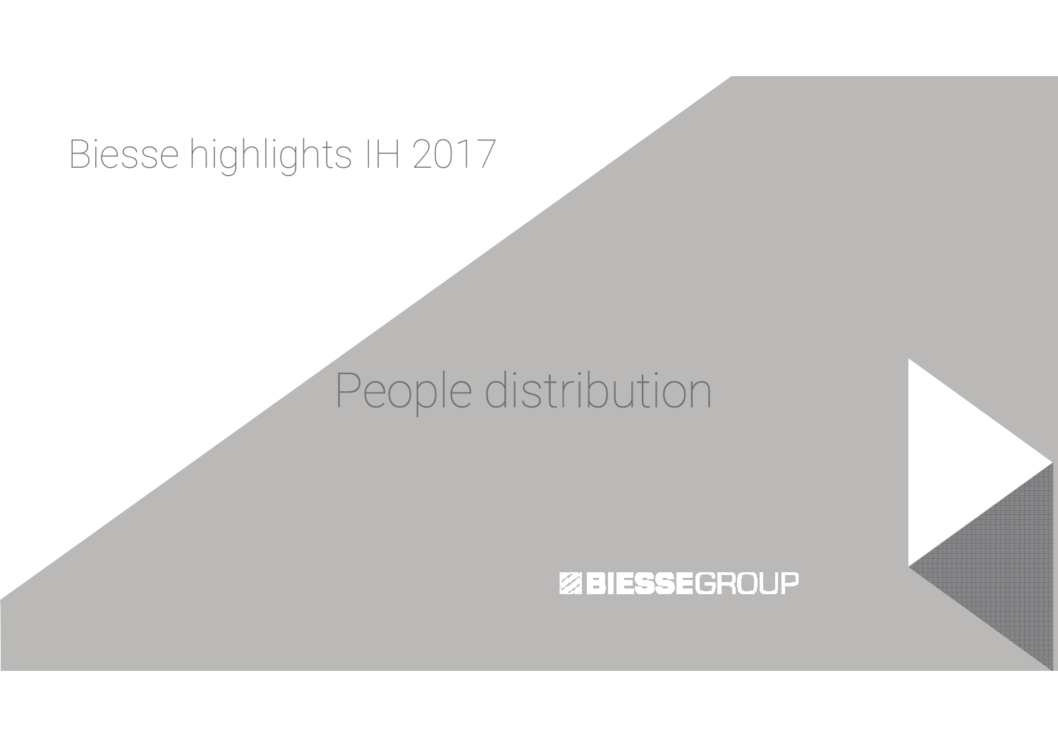Biesse highlights IH 2017

# People distribution

BIESSEGROUP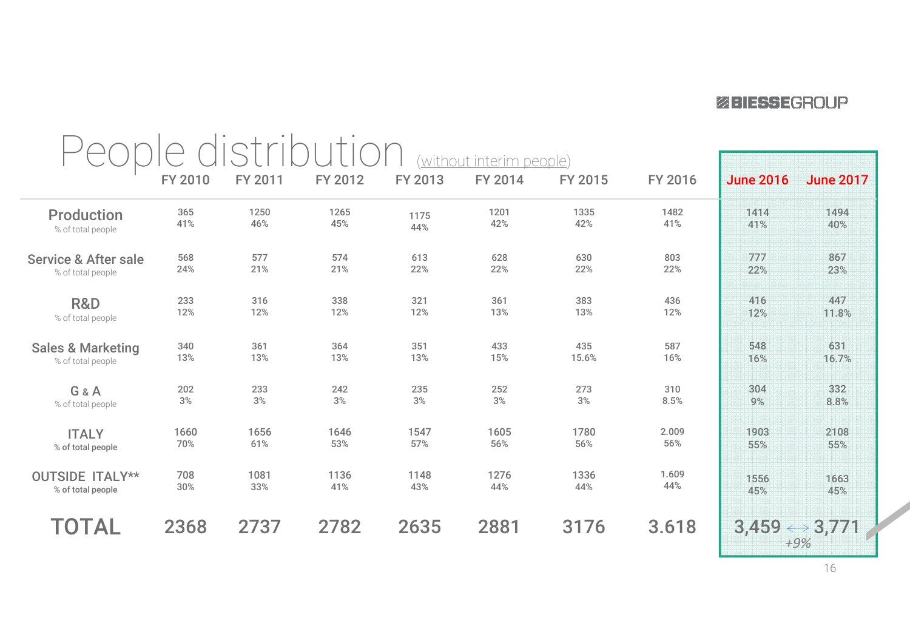# People distribution (without interim people)

| | FY 2010 | FY 2011 | FY 2012 | FY 2013 | FY 2014 | FY 2015 | FY 2016 | June 2016 | June 2017 |
|---|---|---|---|---|---|---|---|---|---|
| **Production** % of total people | 365<br>41% | 1250<br>46% | 1265<br>45% | 1175<br>44% | 1201<br>42% | 1335<br>42% | 1482<br>41% | 1414<br>41% | 1494<br>40% |
| **Service & After sale** % of total people | 568<br>24% | 577<br>21% | 574<br>21% | 613<br>22% | 628<br>22% | 630<br>22% | 803<br>22% | 777<br>22% | 867<br>23% |
| **R&D** % of total people | 233<br>12% | 316<br>12% | 338<br>12% | 321<br>12% | 361<br>13% | 383<br>13% | 436<br>12% | 416<br>12% | 447<br>11.8% |
| **Sales & Marketing** % of total people | 340<br>13% | 361<br>13% | 364<br>13% | 351<br>13% | 433<br>15% | 435<br>15.6% | 587<br>16% | 548<br>16% | 631<br>16.7% |
| **G & A** % of total people | 202<br>3% | 233<br>3% | 242<br>3% | 235<br>3% | 252<br>3% | 273<br>3% | 310<br>8.5% | 304<br>9% | 332<br>8.8% |
| **ITALY** % of total people | 1660<br>70% | 1656<br>61% | 1646<br>53% | 1547<br>57% | 1605<br>56% | 1780<br>56% | 2.009<br>56% | 1903<br>55% | 2108<br>55% |
| **OUTSIDE ITALY**** % of total people | 708<br>30% | 1081<br>33% | 1136<br>41% | 1148<br>43% | 1276<br>44% | 1336<br>44% | 1.609<br>44% | 1556<br>45% | 1663<br>45% |
| **TOTAL** | 2368 | 2737 | 2782 | 2635 | 2881 | 3176 | 3.618 | 3,459 | 3,771 |

3,459 ↔ 3,771 *+9%*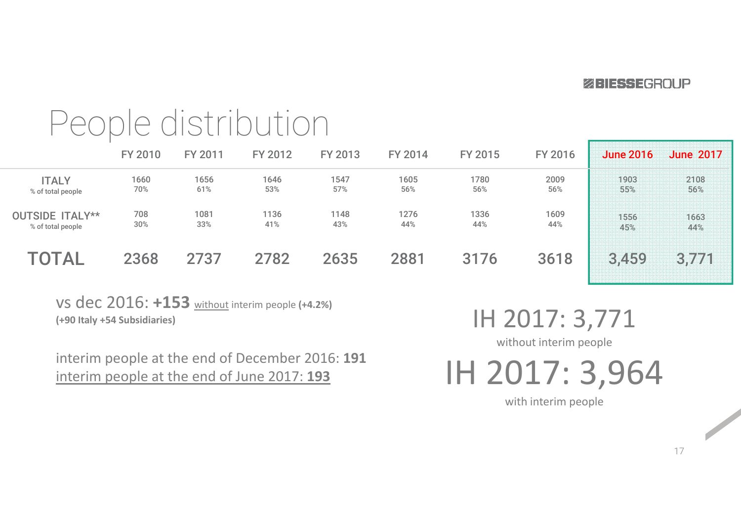# People distribution

| | FY 2010 | FY 2011 | FY 2012 | FY 2013 | FY 2014 | FY 2015 | FY 2016 | June 2016 | June 2017 |
|---|---|---|---|---|---|---|---|---|---|
| **ITALY** | 1660 | 1656 | 1646 | 1547 | 1605 | 1780 | 2009 | 1903 | 2108 |
| % of total people | 70% | 61% | 53% | 57% | 56% | 56% | 56% | 55% | 56% |
| **OUTSIDE ITALY**** | 708 | 1081 | 1136 | 1148 | 1276 | 1336 | 1609 | 1556 | 1663 |
| % of total people | 30% | 33% | 41% | 43% | 44% | 44% | 44% | 45% | 44% |
| **TOTAL** | 2368 | 2737 | 2782 | 2635 | 2881 | 3176 | 3618 | 3,459 | 3,771 |

vs dec 2016: **+153** without interim people **(+4.2%)**
**(+90 Italy +54 Subsidiaries)**

interim people at the end of December 2016: **191**
interim people at the end of June 2017: **193**

IH 2017: 3,771
without interim people

IH 2017: 3,964
with interim people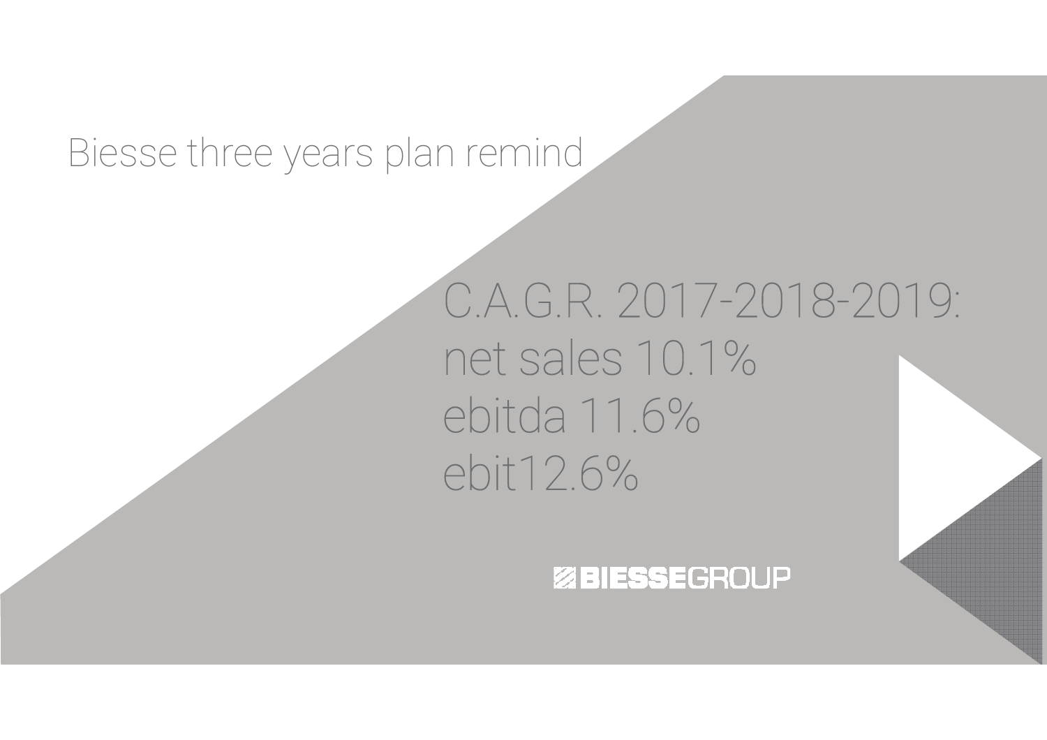# Biesse three years plan remind

C.A.G.R. 2017-2018-2019:
net sales 10.1%
ebitda 11.6%
ebit12.6%

BIESSEGROUP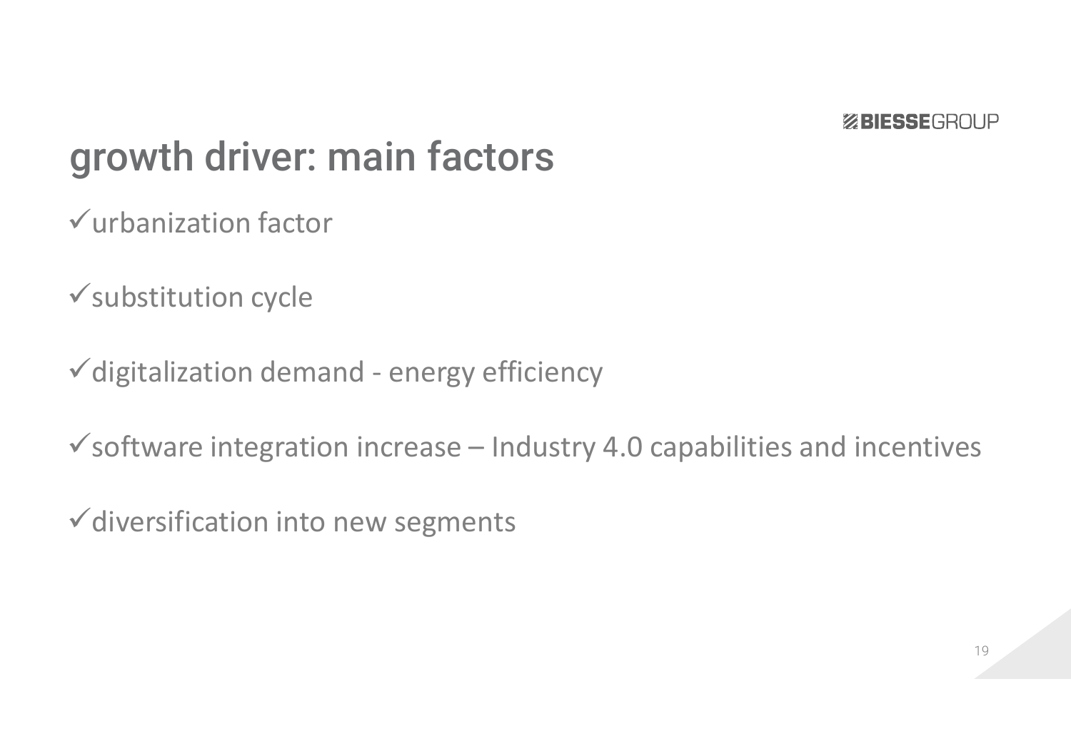# growth driver: main factors

- ✓urbanization factor
- ✓substitution cycle
- ✓digitalization demand - energy efficiency
- ✓software integration increase – Industry 4.0 capabilities and incentives
- ✓diversification into new segments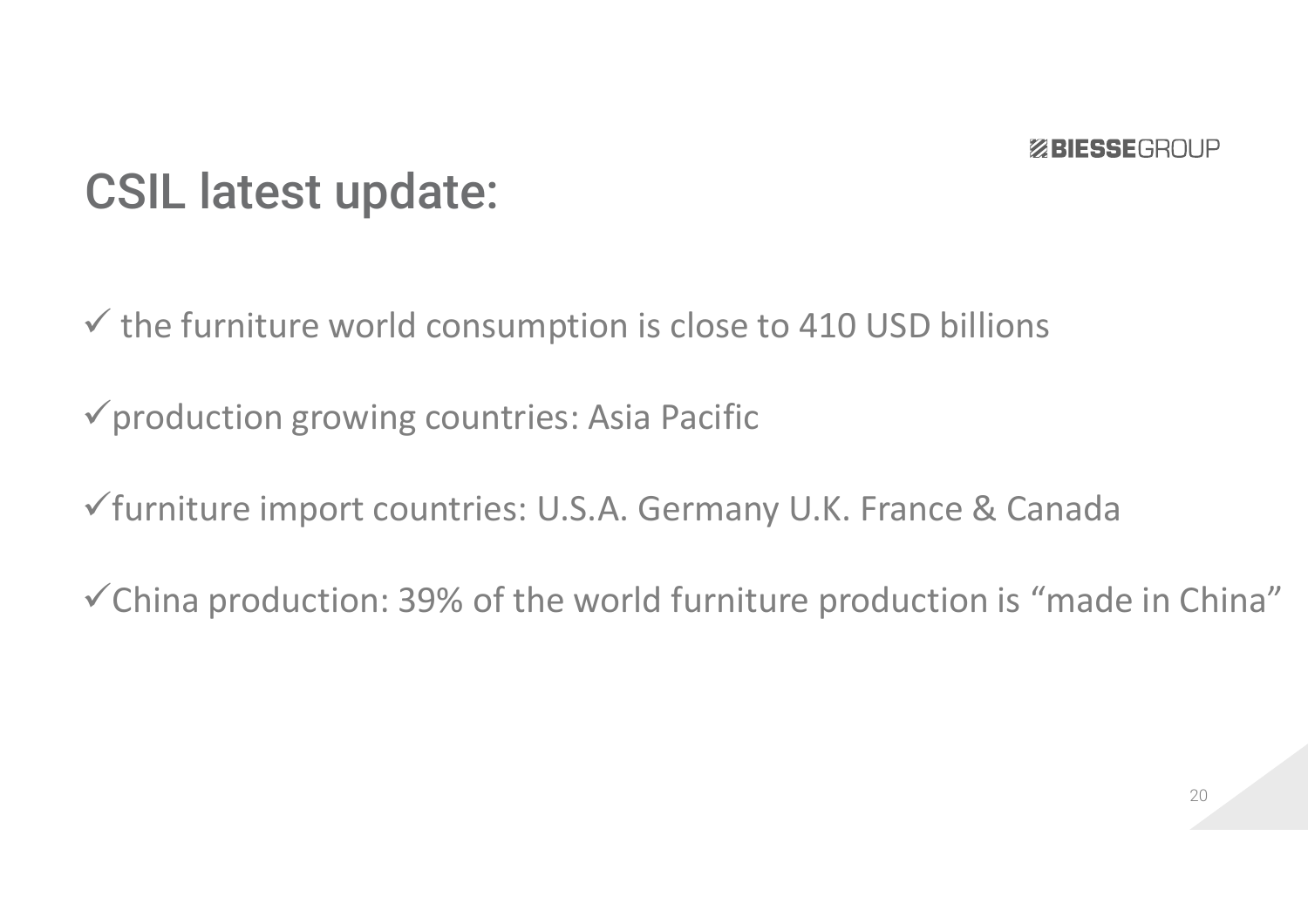# CSIL latest update:

- ✓ the furniture world consumption is close to 410 USD billions
- ✓production growing countries: Asia Pacific
- ✓furniture import countries: U.S.A. Germany U.K. France & Canada
- ✓China production: 39% of the world furniture production is “made in China”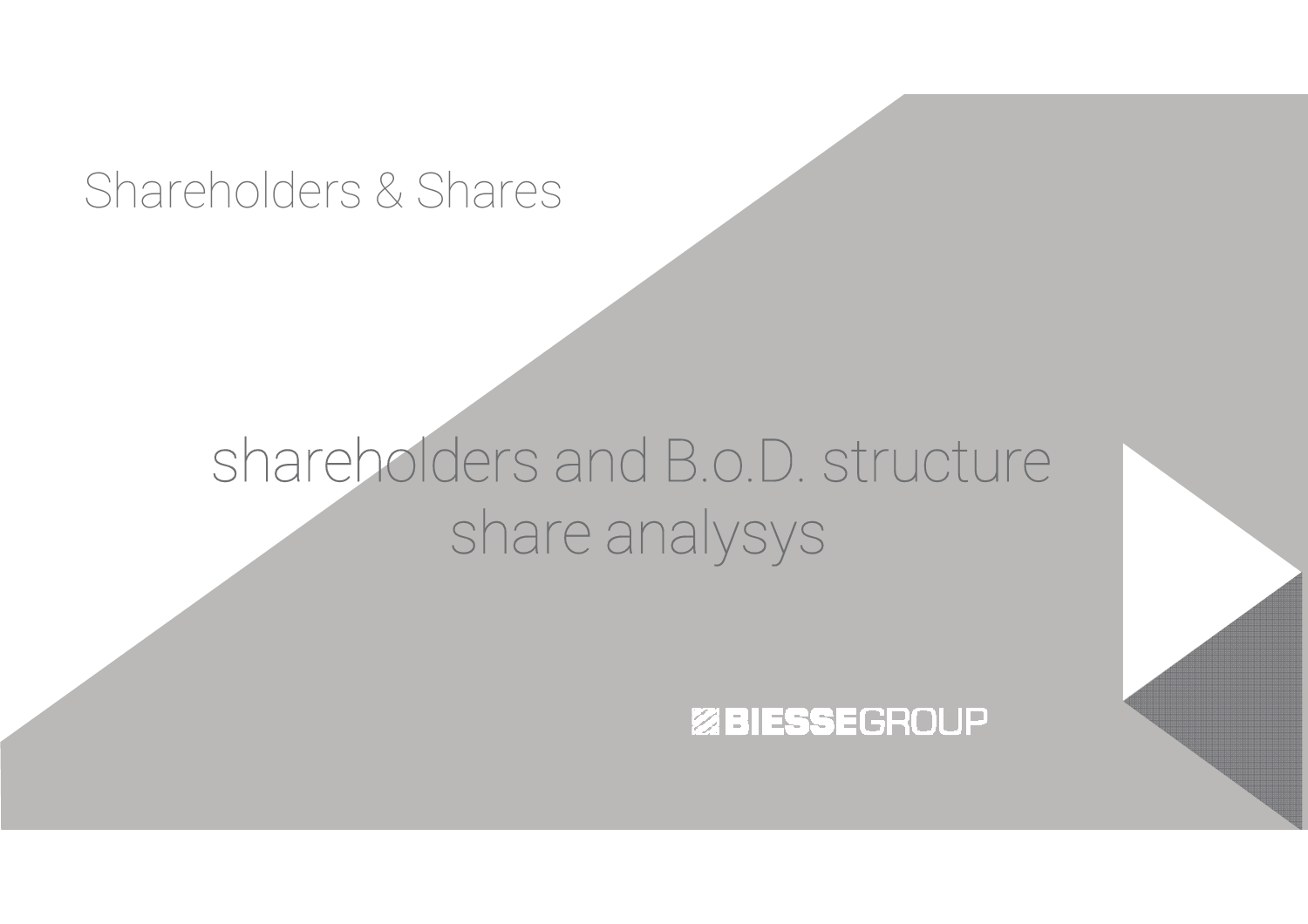# Shareholders & Shares

shareholders and B.o.D. structure
share analysys

BIESSEGROUP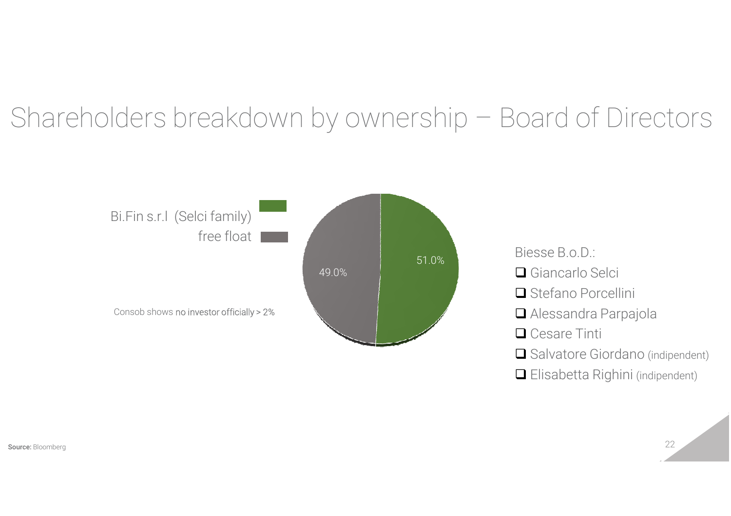# Shareholders breakdown by ownership – Board of Directors

Bi.Fin s.r.l (Selci family)

free float

51.0%

49.0%

Consob shows no investor officially > 2%

Biesse B.o.D.:

- Giancarlo Selci
- Stefano Porcellini
- Alessandra Parpajola
- Cesare Tinti
- Salvatore Giordano (indipendent)
- Elisabetta Righini (indipendent)

**Source:** Bloomberg